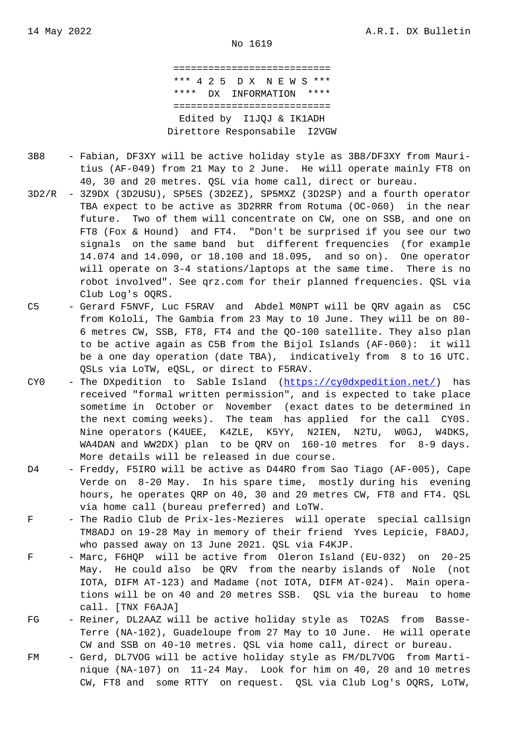14 May 2022 A.R.I. DX Bulletin

No 1619

===========================
*** 4 2 5 D X N E W S ***
**** DX INFORMATION ****
===========================
Edited by I1JQJ & IK1ADH
Direttore Responsabile I2VGW

- **3B8** - Fabian, DF3XY will be active holiday style as 3B8/DF3XY from Mauritius (AF-049) from 21 May to 2 June. He will operate mainly FT8 on 40, 30 and 20 metres. QSL via home call, direct or bureau.
- **3D2/R** - 3Z9DX (3D2USU), SP5ES (3D2EZ), SP5MXZ (3D2SP) and a fourth operator TBA expect to be active as 3D2RRR from Rotuma (OC-060) in the near future. Two of them will concentrate on CW, one on SSB, and one on FT8 (Fox & Hound) and FT4. "Don't be surprised if you see our two signals on the same band but different frequencies (for example 14.074 and 14.090, or 18.100 and 18.095, and so on). One operator will operate on 3-4 stations/laptops at the same time. There is no robot involved". See qrz.com for their planned frequencies. QSL via Club Log's OQRS.
- **C5** - Gerard F5NVF, Luc F5RAV and Abdel M0NPT will be QRV again as C5C from Kololi, The Gambia from 23 May to 10 June. They will be on 80-6 metres CW, SSB, FT8, FT4 and the QO-100 satellite. They also plan to be active again as C5B from the Bijol Islands (AF-060): it will be a one day operation (date TBA), indicatively from 8 to 16 UTC. QSLs via LoTW, eQSL, or direct to F5RAV.
- **CY0** - The DXpedition to Sable Island (https://cy0dxpedition.net/) has received "formal written permission", and is expected to take place sometime in October or November (exact dates to be determined in the next coming weeks). The team has applied for the call CY0S. Nine operators (K4UEE, K4ZLE, K5YY, N2IEN, N2TU, W0GJ, W4DKS, WA4DAN and WW2DX) plan to be QRV on 160-10 metres for 8-9 days. More details will be released in due course.
- **D4** - Freddy, F5IRO will be active as D44RO from Sao Tiago (AF-005), Cape Verde on 8-20 May. In his spare time, mostly during his evening hours, he operates QRP on 40, 30 and 20 metres CW, FT8 and FT4. QSL via home call (bureau preferred) and LoTW.
- **F** - The Radio Club de Prix-les-Mezieres will operate special callsign TM8ADJ on 19-28 May in memory of their friend Yves Lepicie, F8ADJ, who passed away on 13 June 2021. QSL via F4KJP.
- **F** - Marc, F6HQP will be active from Oleron Island (EU-032) on 20-25 May. He could also be QRV from the nearby islands of Nole (not IOTA, DIFM AT-123) and Madame (not IOTA, DIFM AT-024). Main operations will be on 40 and 20 metres SSB. QSL via the bureau to home call. [TNX F6AJA]
- **FG** - Reiner, DL2AAZ will be active holiday style as TO2AS from Basse-Terre (NA-102), Guadeloupe from 27 May to 10 June. He will operate CW and SSB on 40-10 metres. QSL via home call, direct or bureau.
- **FM** - Gerd, DL7VOG will be active holiday style as FM/DL7VOG from Martinique (NA-107) on 11-24 May. Look for him on 40, 20 and 10 metres CW, FT8 and some RTTY on request. QSL via Club Log's OQRS, LoTW,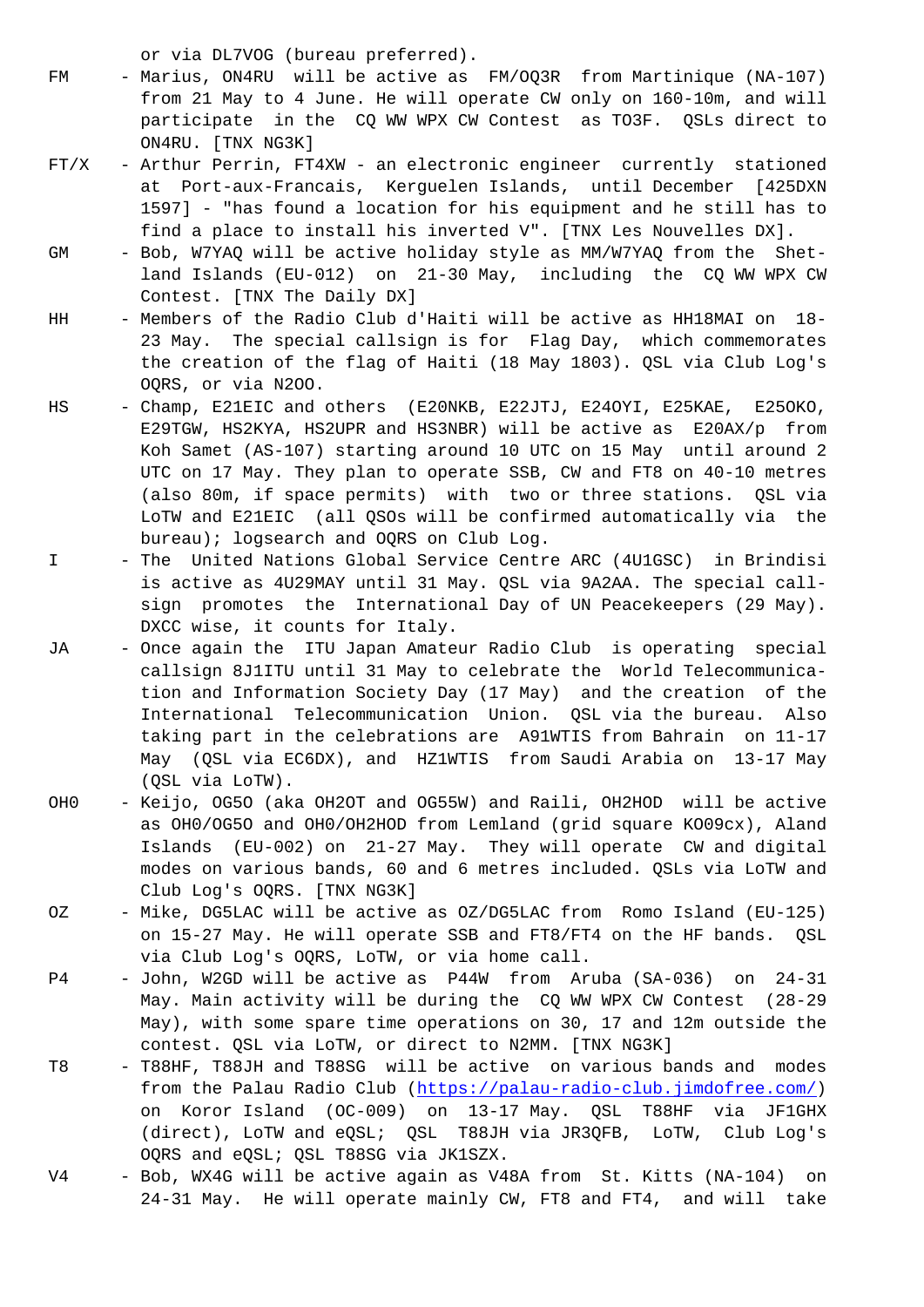or via DL7VOG (bureau preferred).

FM - Marius, ON4RU will be active as FM/OQ3R from Martinique (NA-107) from 21 May to 4 June. He will operate CW only on 160-10m, and will participate in the CQ WW WPX CW Contest as TO3F. QSLs direct to ON4RU. [TNX NG3K]

FT/X - Arthur Perrin, FT4XW - an electronic engineer currently stationed at Port-aux-Francais, Kerguelen Islands, until December [425DXN 1597] - "has found a location for his equipment and he still has to find a place to install his inverted V". [TNX Les Nouvelles DX].

GM - Bob, W7YAQ will be active holiday style as MM/W7YAQ from the Shetland Islands (EU-012) on 21-30 May, including the CQ WW WPX CW Contest. [TNX The Daily DX]

HH - Members of the Radio Club d'Haiti will be active as HH18MAI on 18-23 May. The special callsign is for Flag Day, which commemorates the creation of the flag of Haiti (18 May 1803). QSL via Club Log's OQRS, or via N2OO.

HS - Champ, E21EIC and others (E20NKB, E22JTJ, E24OYI, E25KAE, E25OKO, E29TGW, HS2KYA, HS2UPR and HS3NBR) will be active as E20AX/p from Koh Samet (AS-107) starting around 10 UTC on 15 May until around 2 UTC on 17 May. They plan to operate SSB, CW and FT8 on 40-10 metres (also 80m, if space permits) with two or three stations. QSL via LoTW and E21EIC (all QSOs will be confirmed automatically via the bureau); logsearch and OQRS on Club Log.

I - The United Nations Global Service Centre ARC (4U1GSC) in Brindisi is active as 4U29MAY until 31 May. QSL via 9A2AA. The special callsign promotes the International Day of UN Peacekeepers (29 May). DXCC wise, it counts for Italy.

JA - Once again the ITU Japan Amateur Radio Club is operating special callsign 8J1ITU until 31 May to celebrate the World Telecommunication and Information Society Day (17 May) and the creation of the International Telecommunication Union. QSL via the bureau. Also taking part in the celebrations are A91WTIS from Bahrain on 11-17 May (QSL via EC6DX), and HZ1WTIS from Saudi Arabia on 13-17 May (QSL via LoTW).

OH0 - Keijo, OG5O (aka OH2OT and OG55W) and Raili, OH2HOD will be active as OH0/OG5O and OH0/OH2HOD from Lemland (grid square KO09cx), Aland Islands (EU-002) on 21-27 May. They will operate CW and digital modes on various bands, 60 and 6 metres included. QSLs via LoTW and Club Log's OQRS. [TNX NG3K]

OZ - Mike, DG5LAC will be active as OZ/DG5LAC from Romo Island (EU-125) on 15-27 May. He will operate SSB and FT8/FT4 on the HF bands. QSL via Club Log's OQRS, LoTW, or via home call.

P4 - John, W2GD will be active as P44W from Aruba (SA-036) on 24-31 May. Main activity will be during the CQ WW WPX CW Contest (28-29 May), with some spare time operations on 30, 17 and 12m outside the contest. QSL via LoTW, or direct to N2MM. [TNX NG3K]

T8 - T88HF, T88JH and T88SG will be active on various bands and modes from the Palau Radio Club (https://palau-radio-club.jimdofree.com/) on Koror Island (OC-009) on 13-17 May. QSL T88HF via JF1GHX (direct), LoTW and eQSL; QSL T88JH via JR3QFB, LoTW, Club Log's OQRS and eQSL; QSL T88SG via JK1SZX.

V4 - Bob, WX4G will be active again as V48A from St. Kitts (NA-104) on 24-31 May. He will operate mainly CW, FT8 and FT4, and will take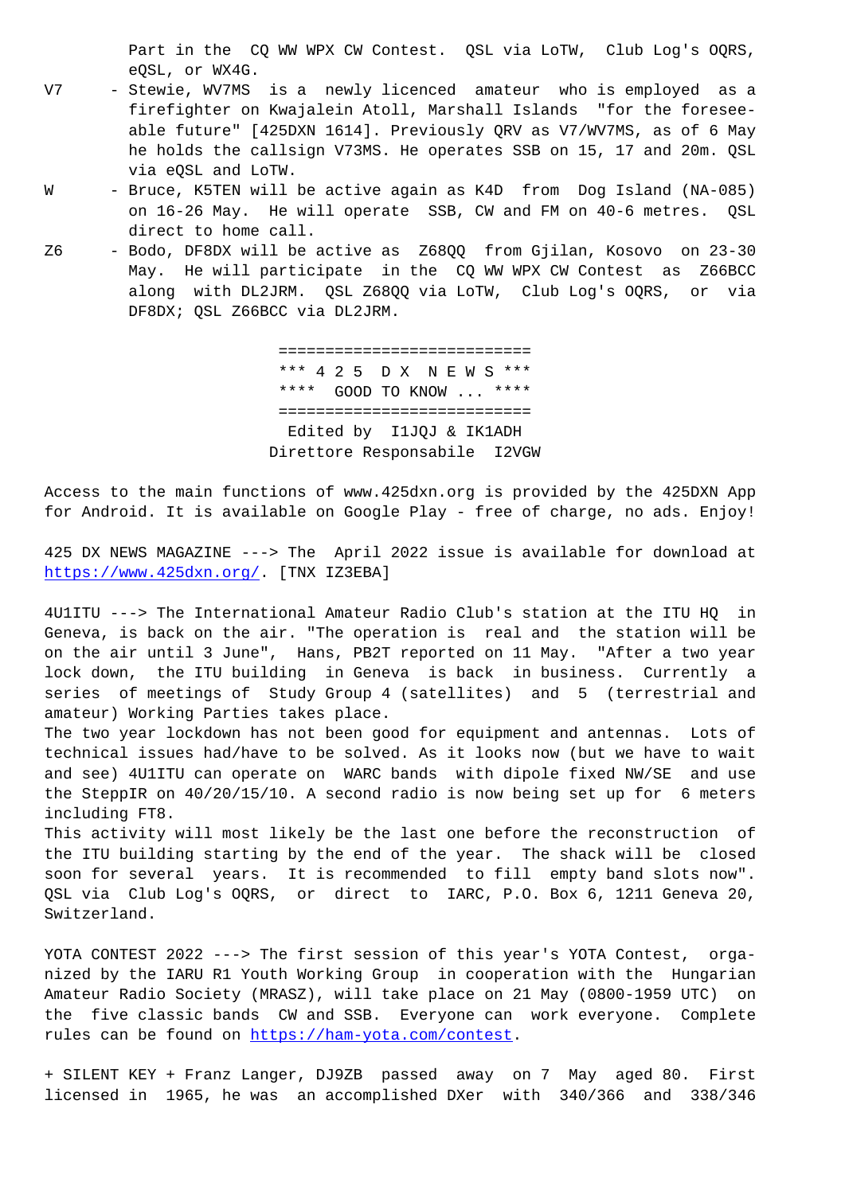Part in the CQ WW WPX CW Contest. QSL via LoTW, Club Log's OQRS, eQSL, or WX4G.

V7 - Stewie, WV7MS is a newly licenced amateur who is employed as a firefighter on Kwajalein Atoll, Marshall Islands "for the foreseeable future" [425DXN 1614]. Previously QRV as V7/WV7MS, as of 6 May he holds the callsign V73MS. He operates SSB on 15, 17 and 20m. QSL via eQSL and LoTW.

W - Bruce, K5TEN will be active again as K4D from Dog Island (NA-085) on 16-26 May. He will operate SSB, CW and FM on 40-6 metres. QSL direct to home call.

Z6 - Bodo, DF8DX will be active as Z68QQ from Gjilan, Kosovo on 23-30 May. He will participate in the CQ WW WPX CW Contest as Z66BCC along with DL2JRM. QSL Z68QQ via LoTW, Club Log's OQRS, or via DF8DX; QSL Z66BCC via DL2JRM.

===========================
*** 4 2 5 D X N E W S ***
**** GOOD TO KNOW ... ****
===========================
Edited by I1JQJ & IK1ADH
Direttore Responsabile I2VGW

Access to the main functions of www.425dxn.org is provided by the 425DXN App for Android. It is available on Google Play - free of charge, no ads. Enjoy!

425 DX NEWS MAGAZINE ---> The April 2022 issue is available for download at https://www.425dxn.org/. [TNX IZ3EBA]

4U1ITU ---> The International Amateur Radio Club's station at the ITU HQ in Geneva, is back on the air. "The operation is real and the station will be on the air until 3 June", Hans, PB2T reported on 11 May. "After a two year lock down, the ITU building in Geneva is back in business. Currently a series of meetings of Study Group 4 (satellites) and 5 (terrestrial and amateur) Working Parties takes place.
The two year lockdown has not been good for equipment and antennas. Lots of technical issues had/have to be solved. As it looks now (but we have to wait and see) 4U1ITU can operate on WARC bands with dipole fixed NW/SE and use the SteppIR on 40/20/15/10. A second radio is now being set up for 6 meters including FT8.
This activity will most likely be the last one before the reconstruction of the ITU building starting by the end of the year. The shack will be closed soon for several years. It is recommended to fill empty band slots now". QSL via Club Log's OQRS, or direct to IARC, P.O. Box 6, 1211 Geneva 20, Switzerland.

YOTA CONTEST 2022 ---> The first session of this year's YOTA Contest, organized by the IARU R1 Youth Working Group in cooperation with the Hungarian Amateur Radio Society (MRASZ), will take place on 21 May (0800-1959 UTC) on the five classic bands CW and SSB. Everyone can work everyone. Complete rules can be found on https://ham-yota.com/contest.

+ SILENT KEY + Franz Langer, DJ9ZB passed away on 7 May aged 80. First licensed in 1965, he was an accomplished DXer with 340/366 and 338/346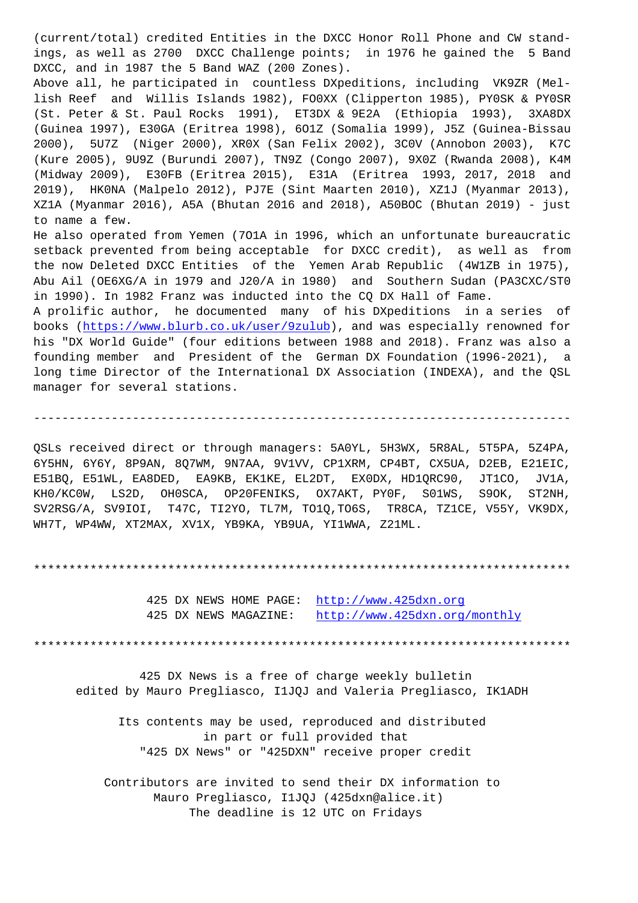(current/total) credited Entities in the DXCC Honor Roll Phone and CW standings, as well as 2700 DXCC Challenge points; in 1976 he gained the 5 Band DXCC, and in 1987 the 5 Band WAZ (200 Zones).

Above all, he participated in countless DXpeditions, including VK9ZR (Mellish Reef and Willis Islands 1982), FO0XX (Clipperton 1985), PY0SK & PY0SR (St. Peter & St. Paul Rocks 1991), ET3DX & 9E2A (Ethiopia 1993), 3XA8DX (Guinea 1997), E30GA (Eritrea 1998), 6O1Z (Somalia 1999), J5Z (Guinea-Bissau 2000), 5U7Z (Niger 2000), XR0X (San Felix 2002), 3C0V (Annobon 2003), K7C (Kure 2005), 9U9Z (Burundi 2007), TN9Z (Congo 2007), 9X0Z (Rwanda 2008), K4M (Midway 2009), E30FB (Eritrea 2015), E31A (Eritrea 1993, 2017, 2018 and 2019), HK0NA (Malpelo 2012), PJ7E (Sint Maarten 2010), XZ1J (Myanmar 2013), XZ1A (Myanmar 2016), A5A (Bhutan 2016 and 2018), A50BOC (Bhutan 2019) - just to name a few.

He also operated from Yemen (7O1A in 1996, which an unfortunate bureaucratic setback prevented from being acceptable for DXCC credit), as well as from the now Deleted DXCC Entities of the Yemen Arab Republic (4W1ZB in 1975), Abu Ail (OE6XG/A in 1979 and J20/A in 1980) and Southern Sudan (PA3CXC/ST0 in 1990). In 1982 Franz was inducted into the CQ DX Hall of Fame.

A prolific author, he documented many of his DXpeditions in a series of books (https://www.blurb.co.uk/user/9zulub), and was especially renowned for his "DX World Guide" (four editions between 1988 and 2018). Franz was also a founding member and President of the German DX Foundation (1996-2021), a long time Director of the International DX Association (INDEXA), and the QSL manager for several stations.

---

QSLs received direct or through managers: 5A0YL, 5H3WX, 5R8AL, 5T5PA, 5Z4PA, 6Y5HN, 6Y6Y, 8P9AN, 8Q7WM, 9N7AA, 9V1VV, CP1XRM, CP4BT, CX5UA, D2EB, E21EIC, E51BQ, E51WL, EA8DED, EA9KB, EK1KE, EL2DT, EX0DX, HD1QRC90, JT1CO, JV1A, KH0/KC0W, LS2D, OH0SCA, OP20FENIKS, OX7AKT, PY0F, S01WS, S9OK, ST2NH, SV2RSG/A, SV9IOI, T47C, TI2YO, TL7M, TO1Q,TO6S, TR8CA, TZ1CE, V55Y, VK9DX, WH7T, WP4WW, XT2MAX, XV1X, YB9KA, YB9UA, YI1WWA, Z21ML.

***************************************************************************

425 DX NEWS HOME PAGE: http://www.425dxn.org
425 DX NEWS MAGAZINE: http://www.425dxn.org/monthly

***************************************************************************

425 DX News is a free of charge weekly bulletin
edited by Mauro Pregliasco, I1JQJ and Valeria Pregliasco, IK1ADH

Its contents may be used, reproduced and distributed
in part or full provided that
"425 DX News" or "425DXN" receive proper credit

Contributors are invited to send their DX information to
Mauro Pregliasco, I1JQJ (425dxn@alice.it)
The deadline is 12 UTC on Fridays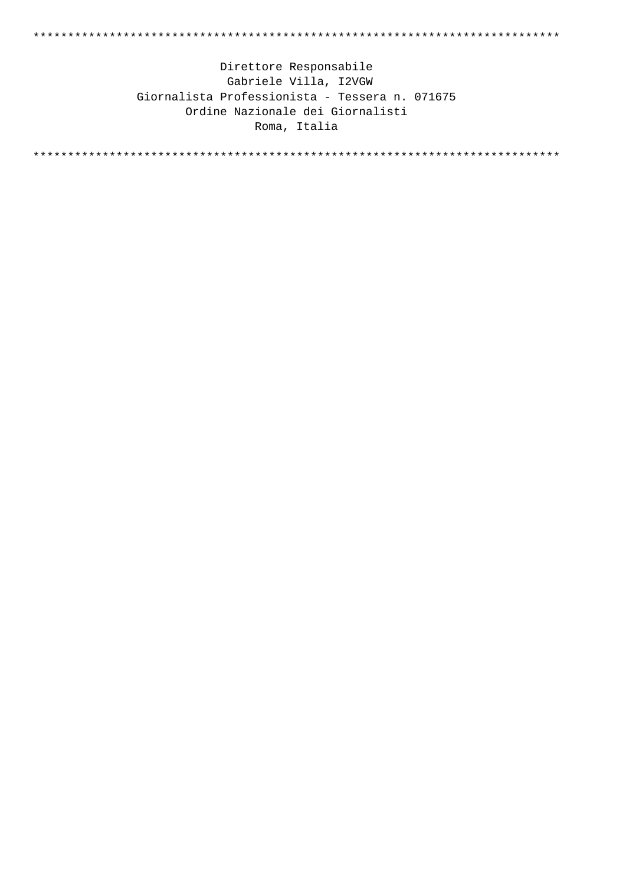*****************************************************************************

Direttore Responsabile
Gabriele Villa, I2VGW
Giornalista Professionista - Tessera n. 071675
Ordine Nazionale dei Giornalisti
Roma, Italia

*****************************************************************************